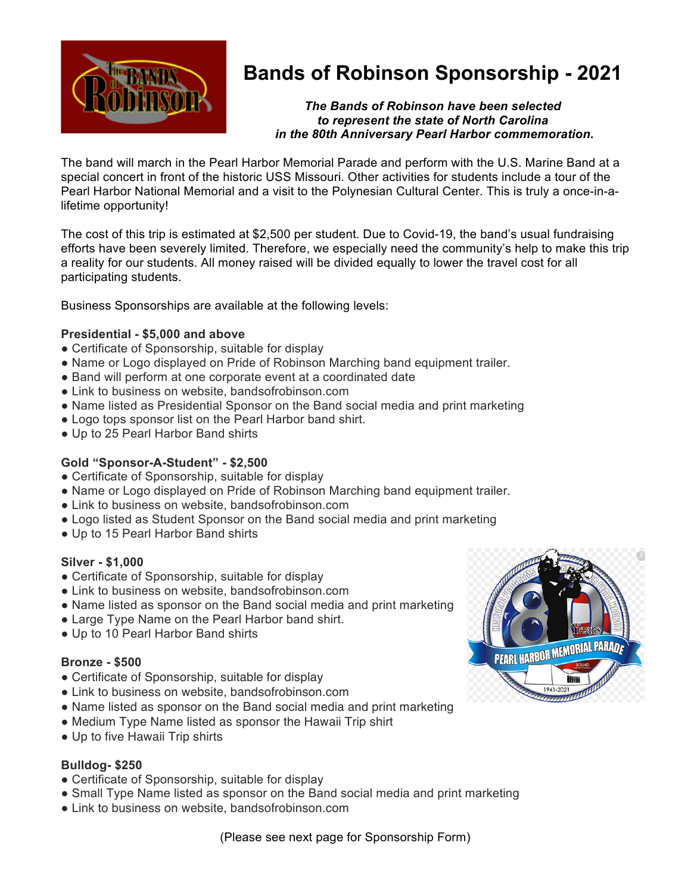# Bands of Robinson Sponsorship - 2021

***The Bands of Robinson have been selected to represent the state of North Carolina in the 80th Anniversary Pearl Harbor commemoration.***

The band will march in the Pearl Harbor Memorial Parade and perform with the U.S. Marine Band at a special concert in front of the historic USS Missouri. Other activities for students include a tour of the Pearl Harbor National Memorial and a visit to the Polynesian Cultural Center. This is truly a once-in-a-lifetime opportunity!

The cost of this trip is estimated at $2,500 per student. Due to Covid-19, the band's usual fundraising efforts have been severely limited. Therefore, we especially need the community's help to make this trip a reality for our students. All money raised will be divided equally to lower the travel cost for all participating students.

Business Sponsorships are available at the following levels:

**Presidential - $5,000 and above**
- Certificate of Sponsorship, suitable for display
- Name or Logo displayed on Pride of Robinson Marching band equipment trailer.
- Band will perform at one corporate event at a coordinated date
- Link to business on website, bandsofrobinson.com
- Name listed as Presidential Sponsor on the Band social media and print marketing
- Logo tops sponsor list on the Pearl Harbor band shirt.
- Up to 25 Pearl Harbor Band shirts

**Gold "Sponsor-A-Student" - $2,500**
- Certificate of Sponsorship, suitable for display
- Name or Logo displayed on Pride of Robinson Marching band equipment trailer.
- Link to business on website, bandsofrobinson.com
- Logo listed as Student Sponsor on the Band social media and print marketing
- Up to 15 Pearl Harbor Band shirts

**Silver - $1,000**
- Certificate of Sponsorship, suitable for display
- Link to business on website, bandsofrobinson.com
- Name listed as sponsor on the Band social media and print marketing
- Large Type Name on the Pearl Harbor band shirt.
- Up to 10 Pearl Harbor Band shirts

**Bronze - $500**
- Certificate of Sponsorship, suitable for display
- Link to business on website, bandsofrobinson.com
- Name listed as sponsor on the Band social media and print marketing
- Medium Type Name listed as sponsor the Hawaii Trip shirt
- Up to five Hawaii Trip shirts

**Bulldog- $250**
- Certificate of Sponsorship, suitable for display
- Small Type Name listed as sponsor on the Band social media and print marketing
- Link to business on website, bandsofrobinson.com

(Please see next page for Sponsorship Form)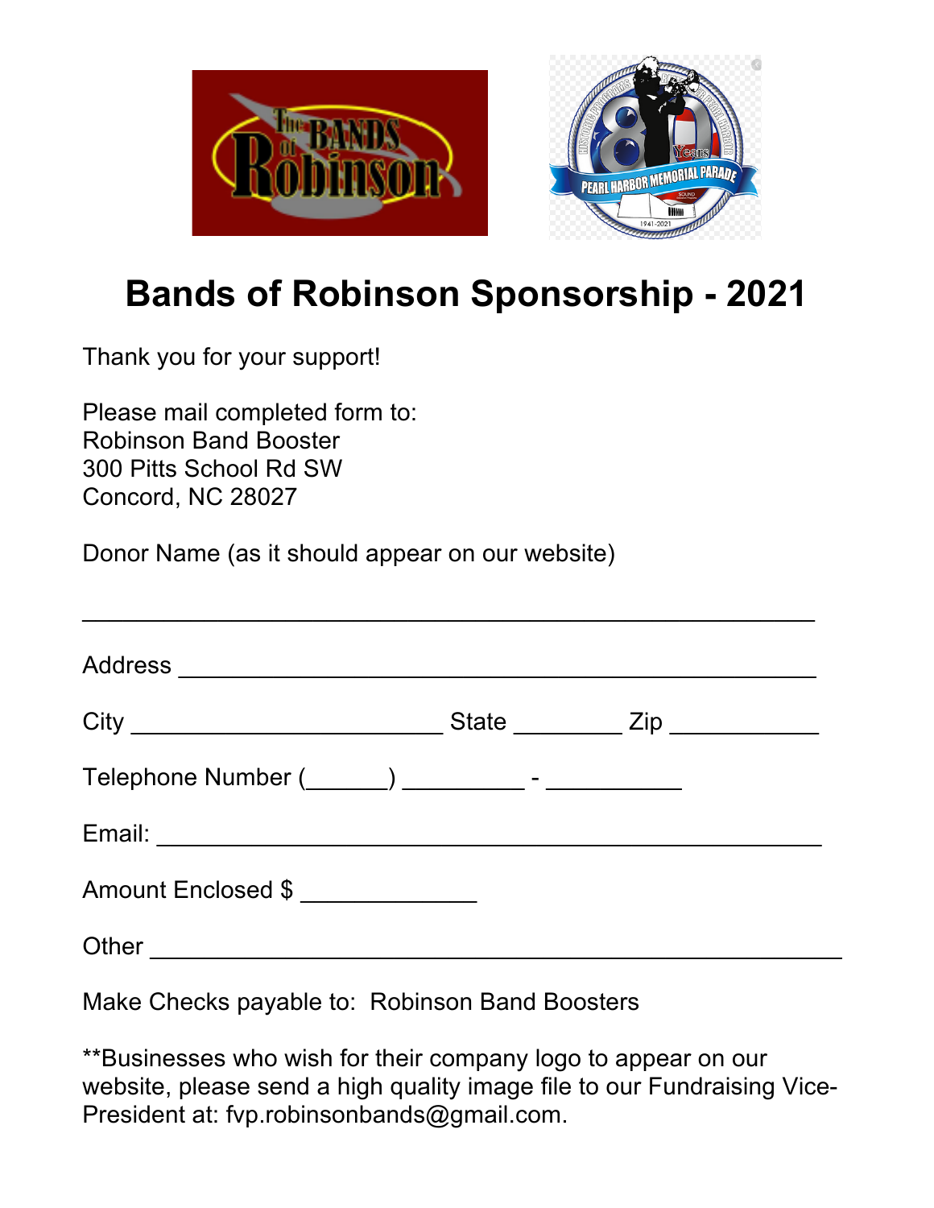# Bands of Robinson Sponsorship - 2021

Thank you for your support!

Please mail completed form to:
Robinson Band Booster
300 Pitts School Rd SW
Concord, NC 28027

Donor Name (as it should appear on our website)

_______________________________________________

Address ___________________________________________

City ______________________ State ________ Zip ___________

Telephone Number (______) _________ - __________

Email: _____________________________________________

Amount Enclosed $ _____________

Other ______________________________________________

Make Checks payable to: Robinson Band Boosters

**Businesses who wish for their company logo to appear on our website, please send a high quality image file to our Fundraising Vice-President at: fvp.robinsonbands@gmail.com.